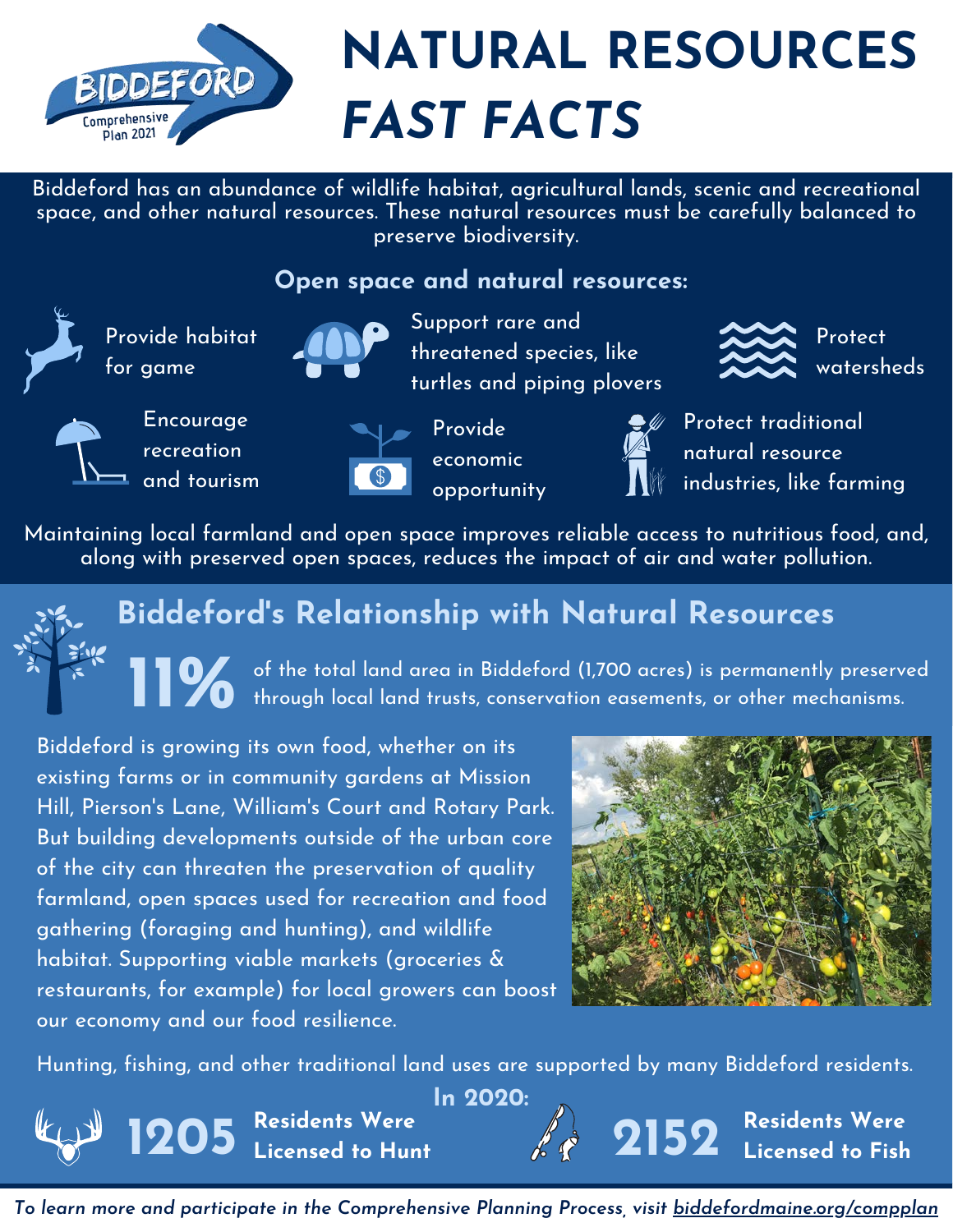Biddeford Comprehensive Plan 2021

# NATURAL RESOURCES *FAST FACTS*

Biddeford has an abundance of wildlife habitat, agricultural lands, scenic and recreational space, and other natural resources. These natural resources must be carefully balanced to preserve biodiversity.

**Open space and natural resources:**

- Provide habitat for game
- Support rare and threatened species, like turtles and piping plovers
- Protect watersheds
- Encourage recreation and tourism
- Provide economic opportunity
- Protect traditional natural resource industries, like farming

Maintaining local farmland and open space improves reliable access to nutritious food, and, along with preserved open spaces, reduces the impact of air and water pollution.

## Biddeford's Relationship with Natural Resources

**11%** of the total land area in Biddeford (1,700 acres) is permanently preserved through local land trusts, conservation easements, or other mechanisms.

Biddeford is growing its own food, whether on its existing farms or in community gardens at Mission Hill, Pierson's Lane, William's Court and Rotary Park. But building developments outside of the urban core of the city can threaten the preservation of quality farmland, open spaces used for recreation and food gathering (foraging and hunting), and wildlife habitat. Supporting viable markets (groceries & restaurants, for example) for local growers can boost our economy and our food resilience.

Hunting, fishing, and other traditional land uses are supported by many Biddeford residents.

**In 2020:**

**1205** **Residents Were Licensed to Hunt**

**2152** **Residents Were Licensed to Fish**

*To learn more and participate in the Comprehensive Planning Process, visit biddefordmaine.org/compplan*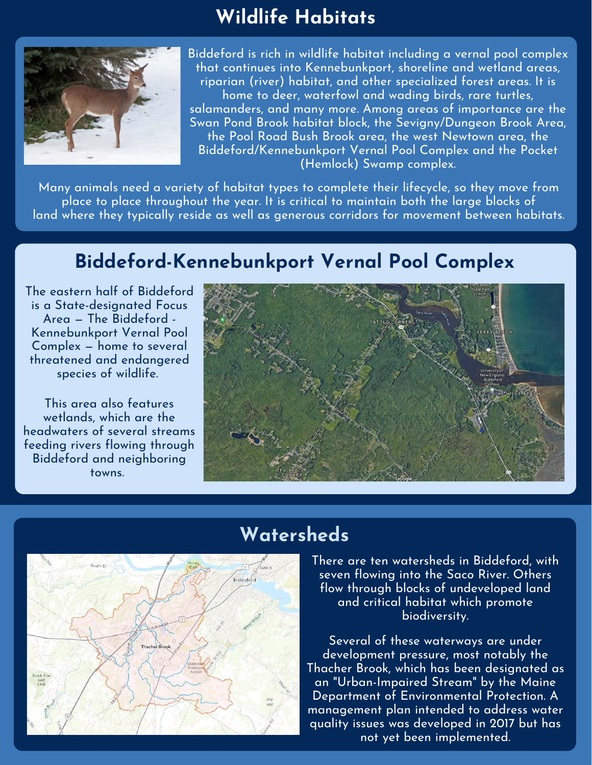# Wildlife Habitats

Biddeford is rich in wildlife habitat including a vernal pool complex that continues into Kennebunkport, shoreline and wetland areas, riparian (river) habitat, and other specialized forest areas. It is home to deer, waterfowl and wading birds, rare turtles, salamanders, and many more. Among areas of importance are the Swan Pond Brook habitat block, the Sevigny/Dungeon Brook Area, the Pool Road Bush Brook area, the west Newtown area, the Biddeford/Kennebunkport Vernal Pool Complex and the Pocket (Hemlock) Swamp complex.

Many animals need a variety of habitat types to complete their lifecycle, so they move from place to place throughout the year. It is critical to maintain both the large blocks of land where they typically reside as well as generous corridors for movement between habitats.

## Biddeford-Kennebunkport Vernal Pool Complex

The eastern half of Biddeford is a State-designated Focus Area — The Biddeford - Kennebunkport Vernal Pool Complex — home to several threatened and endangered species of wildlife.

This area also features wetlands, which are the headwaters of several streams feeding rivers flowing through Biddeford and neighboring towns.

## Watersheds

There are ten watersheds in Biddeford, with seven flowing into the Saco River. Others flow through blocks of undeveloped land and critical habitat which promote biodiversity.

Several of these waterways are under development pressure, most notably the Thacher Brook, which has been designated as an "Urban-Impaired Stream" by the Maine Department of Environmental Protection. A management plan intended to address water quality issues was developed in 2017 but has not yet been implemented.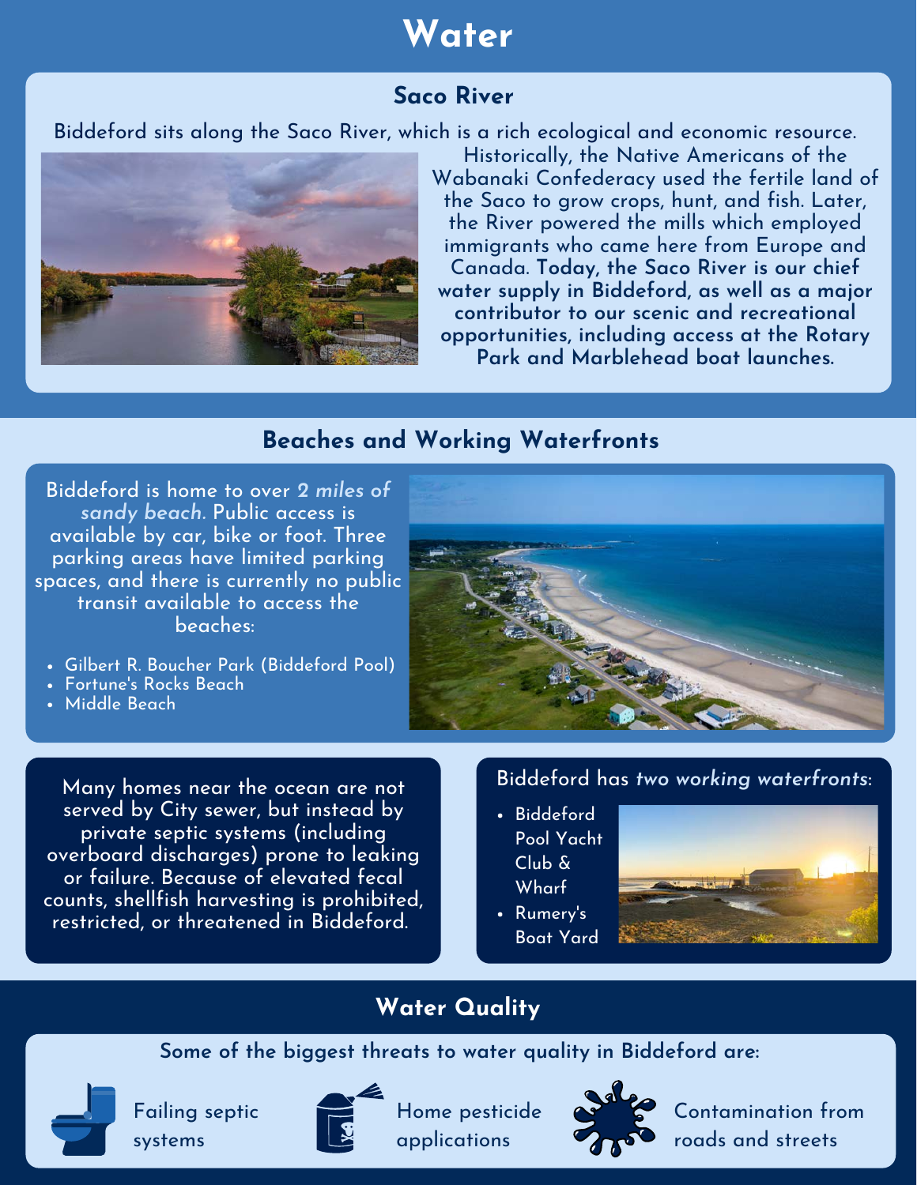# Water

## Saco River

Biddeford sits along the Saco River, which is a rich ecological and economic resource. Historically, the Native Americans of the Wabanaki Confederacy used the fertile land of the Saco to grow crops, hunt, and fish. Later, the River powered the mills which employed immigrants who came here from Europe and Canada. **Today, the Saco River is our chief water supply in Biddeford, as well as a major contributor to our scenic and recreational opportunities, including access at the Rotary Park and Marblehead boat launches.**

## Beaches and Working Waterfronts

Biddeford is home to over *2 miles of sandy beach.* Public access is available by car, bike or foot. Three parking areas have limited parking spaces, and there is currently no public transit available to access the beaches:

- Gilbert R. Boucher Park (Biddeford Pool)
- Fortune's Rocks Beach
- Middle Beach

Many homes near the ocean are not served by City sewer, but instead by private septic systems (including overboard discharges) prone to leaking or failure. Because of elevated fecal counts, shellfish harvesting is prohibited, restricted, or threatened in Biddeford.

Biddeford has *two working waterfronts*:

- Biddeford Pool Yacht Club & Wharf
- Rumery's Boat Yard

## Water Quality

Some of the biggest threats to water quality in Biddeford are:

- Failing septic systems
- Home pesticide applications
- Contamination from roads and streets